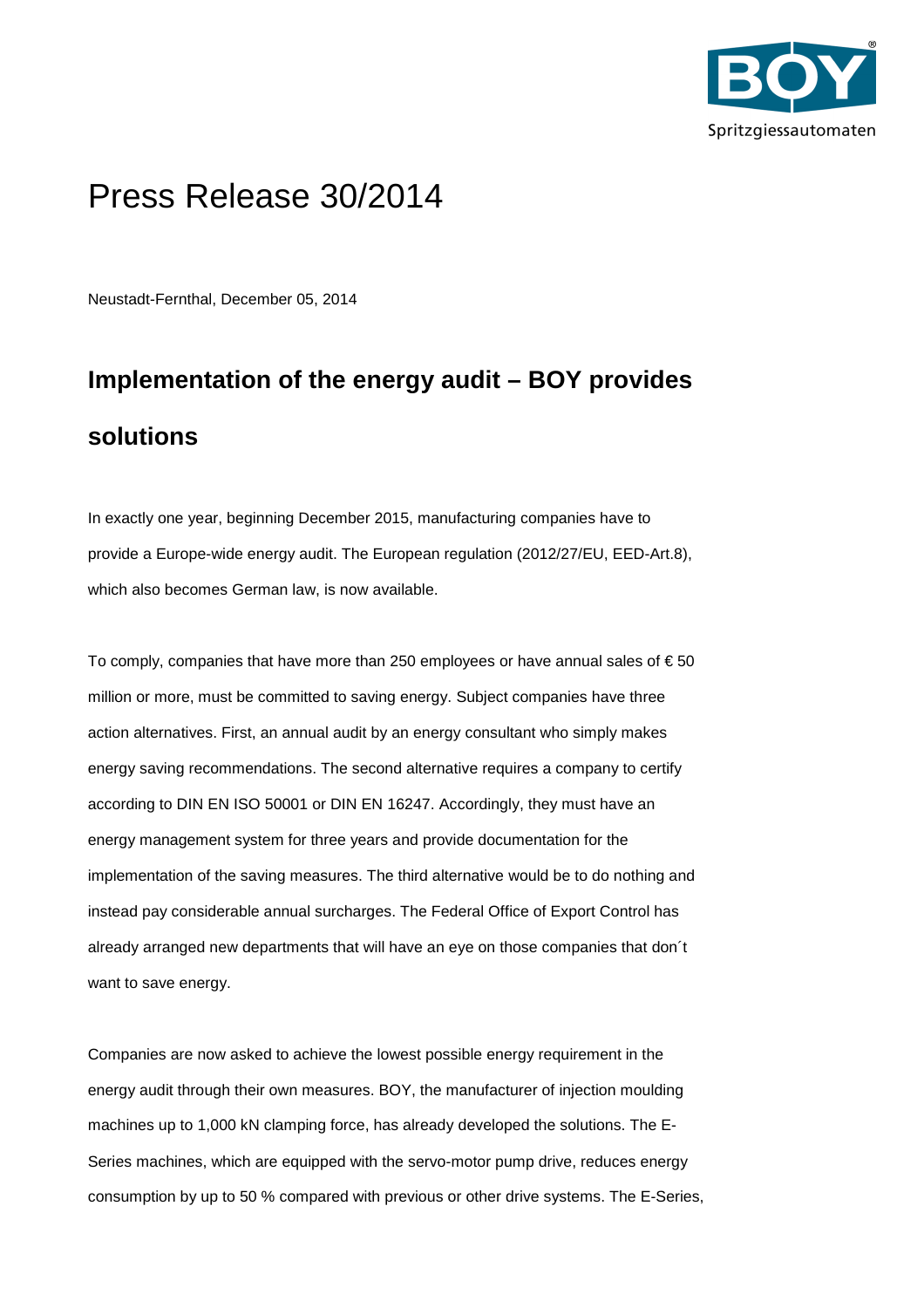# Press Release 30/2014

Neustadt-Fernthal, December 05, 2014

## Implementation of the energy audit – BOY provides solutions

In exactly one year, beginning December 2015, manufacturing companies have to provide a Europe-wide energy audit. The European regulation (2012/27/EU, EED-Art.8), which also becomes German law, is now available.

To comply, companies that have more than 250 employees or have annual sales of € 50 million or more, must be committed to saving energy. Subject companies have three action alternatives. First, an annual audit by an energy consultant who simply makes energy saving recommendations. The second alternative requires a company to certify according to DIN EN ISO 50001 or DIN EN 16247. Accordingly, they must have an energy management system for three years and provide documentation for the implementation of the saving measures. The third alternative would be to do nothing and instead pay considerable annual surcharges. The Federal Office of Export Control has already arranged new departments that will have an eye on those companies that don´t want to save energy.

Companies are now asked to achieve the lowest possible energy requirement in the energy audit through their own measures. BOY, the manufacturer of injection moulding machines up to 1,000 kN clamping force, has already developed the solutions. The E-Series machines, which are equipped with the servo-motor pump drive, reduces energy consumption by up to 50 % compared with previous or other drive systems. The E-Series,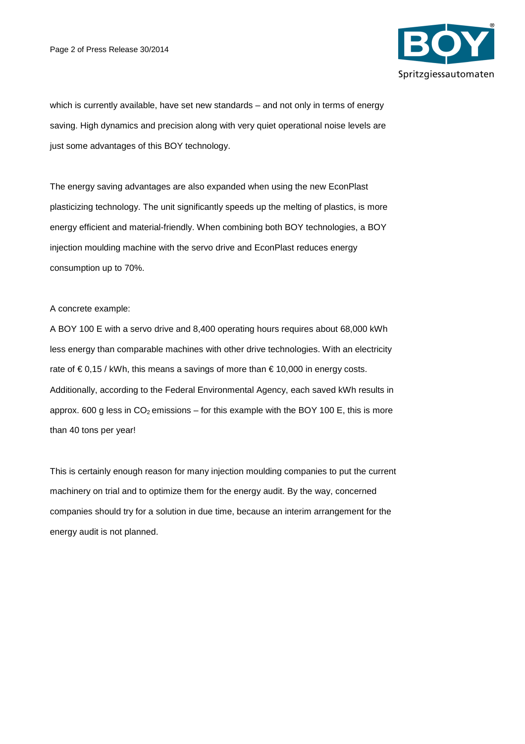which is currently available, have set new standards – and not only in terms of energy saving. High dynamics and precision along with very quiet operational noise levels are just some advantages of this BOY technology.

The energy saving advantages are also expanded when using the new EconPlast plasticizing technology. The unit significantly speeds up the melting of plastics, is more energy efficient and material-friendly. When combining both BOY technologies, a BOY injection moulding machine with the servo drive and EconPlast reduces energy consumption up to 70%.

A concrete example:

A BOY 100 E with a servo drive and 8,400 operating hours requires about 68,000 kWh less energy than comparable machines with other drive technologies. With an electricity rate of € 0,15 / kWh, this means a savings of more than € 10,000 in energy costs. Additionally, according to the Federal Environmental Agency, each saved kWh results in approx. 600 g less in $CO_2$ emissions – for this example with the BOY 100 E, this is more than 40 tons per year!

This is certainly enough reason for many injection moulding companies to put the current machinery on trial and to optimize them for the energy audit. By the way, concerned companies should try for a solution in due time, because an interim arrangement for the energy audit is not planned.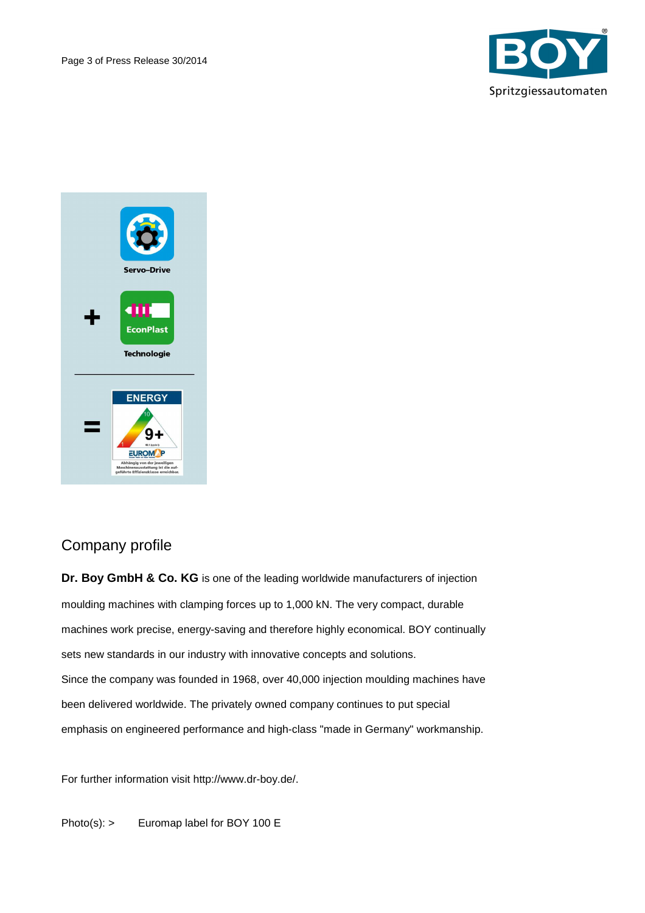## Company profile

**Dr. Boy GmbH & Co. KG** is one of the leading worldwide manufacturers of injection moulding machines with clamping forces up to 1,000 kN. The very compact, durable machines work precise, energy-saving and therefore highly economical. BOY continually sets new standards in our industry with innovative concepts and solutions.
Since the company was founded in 1968, over 40,000 injection moulding machines have been delivered worldwide. The privately owned company continues to put special emphasis on engineered performance and high-class "made in Germany" workmanship.

For further information visit http://www.dr-boy.de/.

Photo(s): > Euromap label for BOY 100 E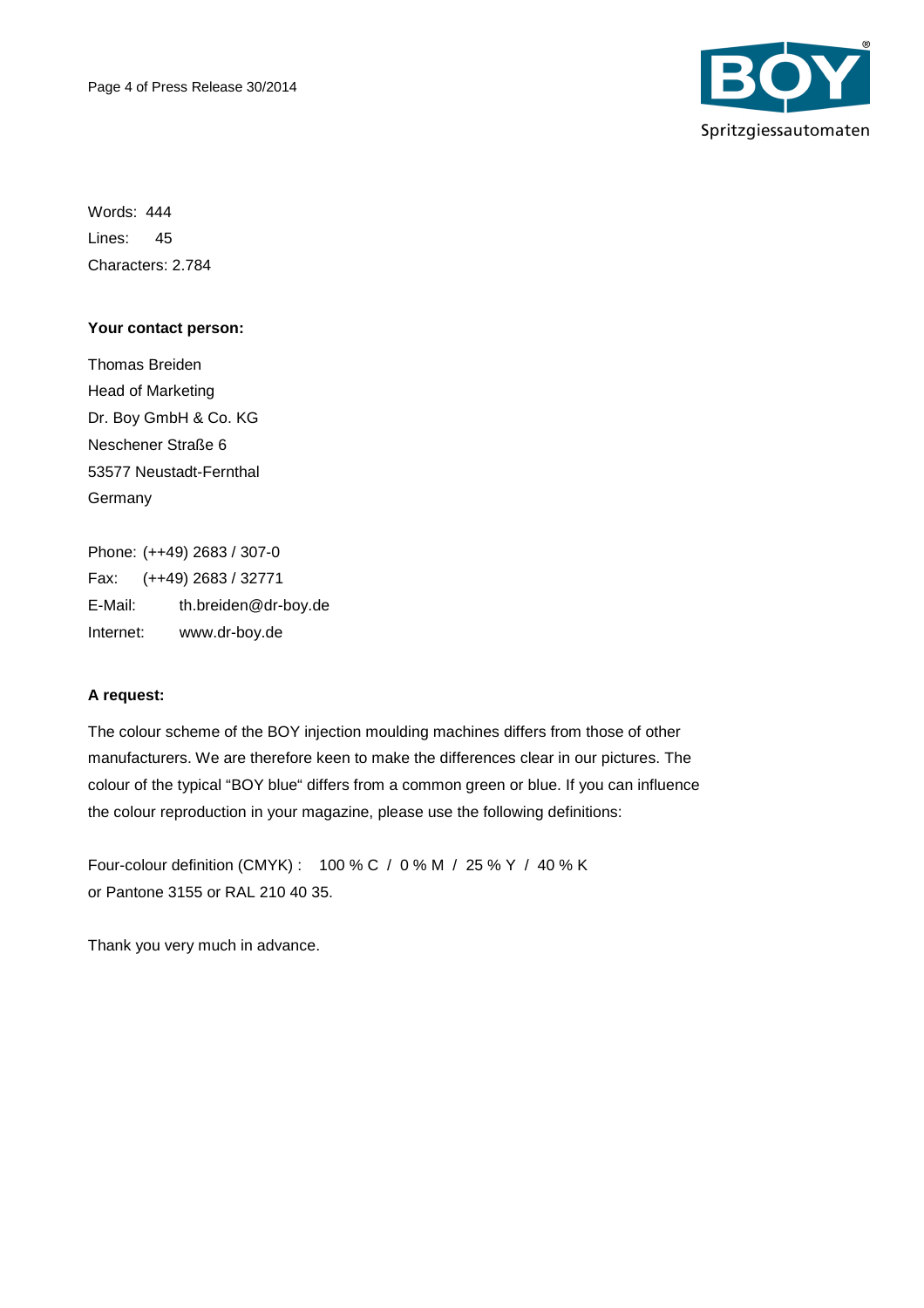Words: 444
Lines: 45
Characters: 2.784

**Your contact person:**

Thomas Breiden
Head of Marketing
Dr. Boy GmbH & Co. KG
Neschener Straße 6
53577 Neustadt-Fernthal
Germany

Phone: (++49) 2683 / 307-0
Fax: (++49) 2683 / 32771
E-Mail: th.breiden@dr-boy.de
Internet: www.dr-boy.de

**A request:**

The colour scheme of the BOY injection moulding machines differs from those of other manufacturers. We are therefore keen to make the differences clear in our pictures. The colour of the typical "BOY blue" differs from a common green or blue. If you can influence the colour reproduction in your magazine, please use the following definitions:

Four-colour definition (CMYK) : 100 % C / 0 % M / 25 % Y / 40 % K
or Pantone 3155 or RAL 210 40 35.

Thank you very much in advance.